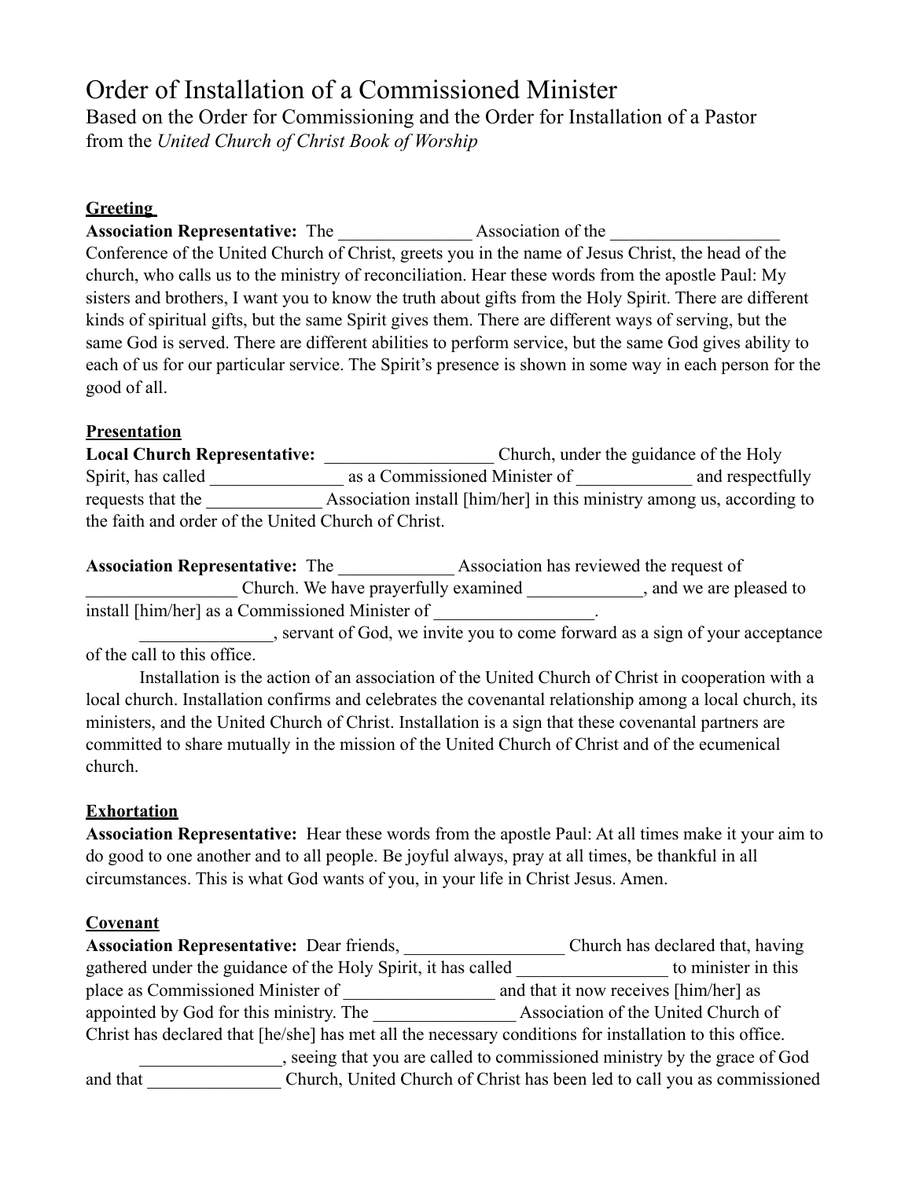# Order of Installation of a Commissioned Minister

Based on the Order for Commissioning and the Order for Installation of a Pastor from the *United Church of Christ Book of Worship*

**Greeting**

**Association Representative:** The _______________ Association of the ___________________ Conference of the United Church of Christ, greets you in the name of Jesus Christ, the head of the church, who calls us to the ministry of reconciliation. Hear these words from the apostle Paul: My sisters and brothers, I want you to know the truth about gifts from the Holy Spirit. There are different kinds of spiritual gifts, but the same Spirit gives them. There are different ways of serving, but the same God is served. There are different abilities to perform service, but the same God gives ability to each of us for our particular service. The Spirit's presence is shown in some way in each person for the good of all.

**Presentation**

**Local Church Representative:** ___________________ Church, under the guidance of the Holy Spirit, has called _______________ as a Commissioned Minister of _____________ and respectfully requests that the _____________ Association install [him/her] in this ministry among us, according to the faith and order of the United Church of Christ.

**Association Representative:** The _____________ Association has reviewed the request of _________________ Church. We have prayerfully examined _____________, and we are pleased to install [him/her] as a Commissioned Minister of __________________.

_______________, servant of God, we invite you to come forward as a sign of your acceptance of the call to this office.

Installation is the action of an association of the United Church of Christ in cooperation with a local church. Installation confirms and celebrates the covenantal relationship among a local church, its ministers, and the United Church of Christ. Installation is a sign that these covenantal partners are committed to share mutually in the mission of the United Church of Christ and of the ecumenical church.

**Exhortation**

**Association Representative:** Hear these words from the apostle Paul: At all times make it your aim to do good to one another and to all people. Be joyful always, pray at all times, be thankful in all circumstances. This is what God wants of you, in your life in Christ Jesus. Amen.

**Covenant**

**Association Representative:** Dear friends, __________________ Church has declared that, having gathered under the guidance of the Holy Spirit, it has called _________________ to minister in this place as Commissioned Minister of _________________ and that it now receives [him/her] as appointed by God for this ministry. The ________________ Association of the United Church of Christ has declared that [he/she] has met all the necessary conditions for installation to this office.

________________, seeing that you are called to commissioned ministry by the grace of God and that _______________ Church, United Church of Christ has been led to call you as commissioned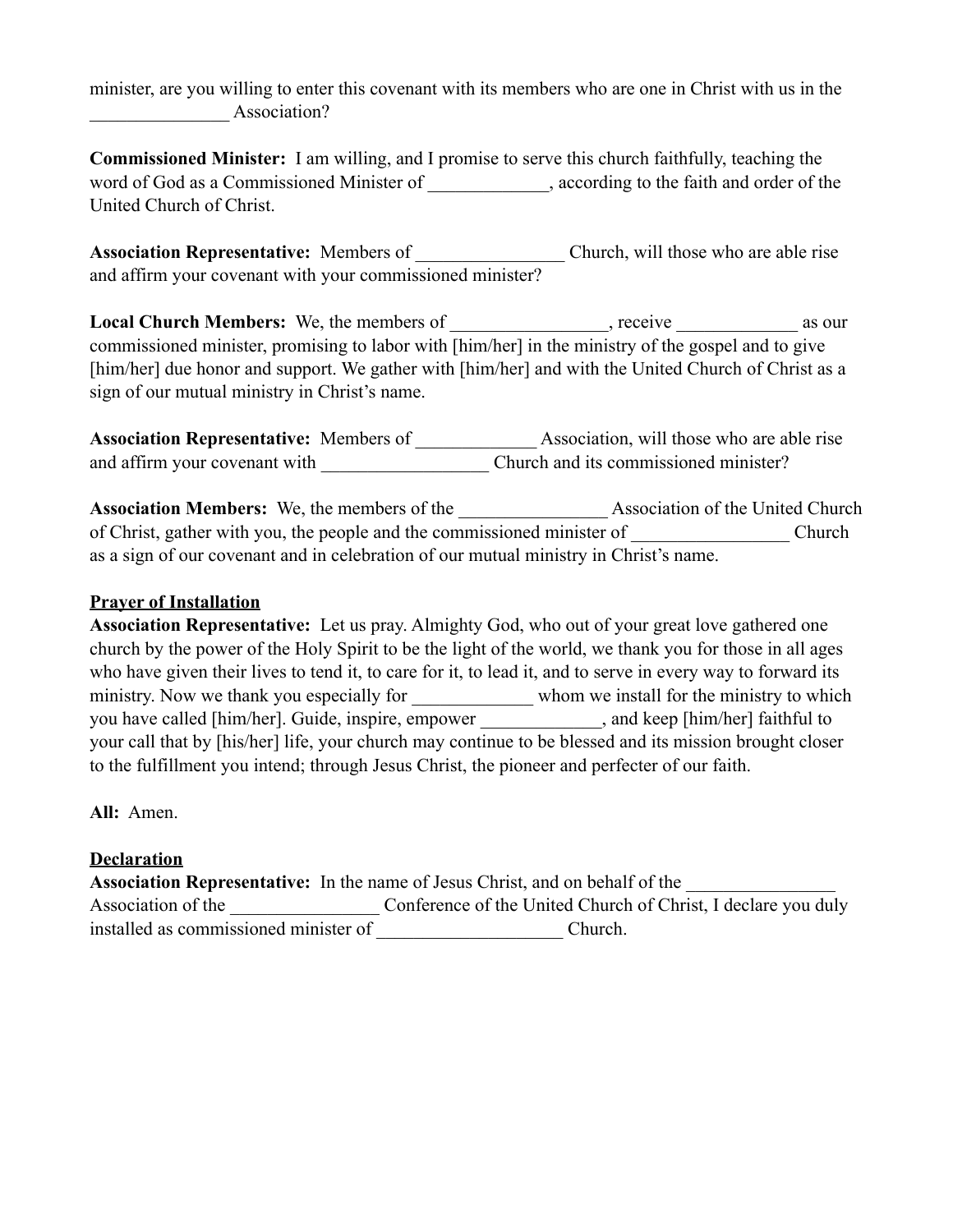minister, are you willing to enter this covenant with its members who are one in Christ with us in the _______________ Association?

**Commissioned Minister:** I am willing, and I promise to serve this church faithfully, teaching the word of God as a Commissioned Minister of _____________, according to the faith and order of the United Church of Christ.

**Association Representative:** Members of ________________ Church, will those who are able rise and affirm your covenant with your commissioned minister?

**Local Church Members:** We, the members of _________________, receive _____________ as our commissioned minister, promising to labor with [him/her] in the ministry of the gospel and to give [him/her] due honor and support. We gather with [him/her] and with the United Church of Christ as a sign of our mutual ministry in Christ's name.

**Association Representative:** Members of _____________ Association, will those who are able rise and affirm your covenant with __________________ Church and its commissioned minister?

**Association Members:** We, the members of the ________________ Association of the United Church of Christ, gather with you, the people and the commissioned minister of _________________ Church as a sign of our covenant and in celebration of our mutual ministry in Christ's name.

**<u>Prayer of Installation</u>**

**Association Representative:** Let us pray. Almighty God, who out of your great love gathered one church by the power of the Holy Spirit to be the light of the world, we thank you for those in all ages who have given their lives to tend it, to care for it, to lead it, and to serve in every way to forward its ministry. Now we thank you especially for _____________ whom we install for the ministry to which you have called [him/her]. Guide, inspire, empower _____________, and keep [him/her] faithful to your call that by [his/her] life, your church may continue to be blessed and its mission brought closer to the fulfillment you intend; through Jesus Christ, the pioneer and perfecter of our faith.

**All:** Amen.

**<u>Declaration</u>**

**Association Representative:** In the name of Jesus Christ, and on behalf of the ________________ Association of the ________________ Conference of the United Church of Christ, I declare you duly installed as commissioned minister of ____________________ Church.